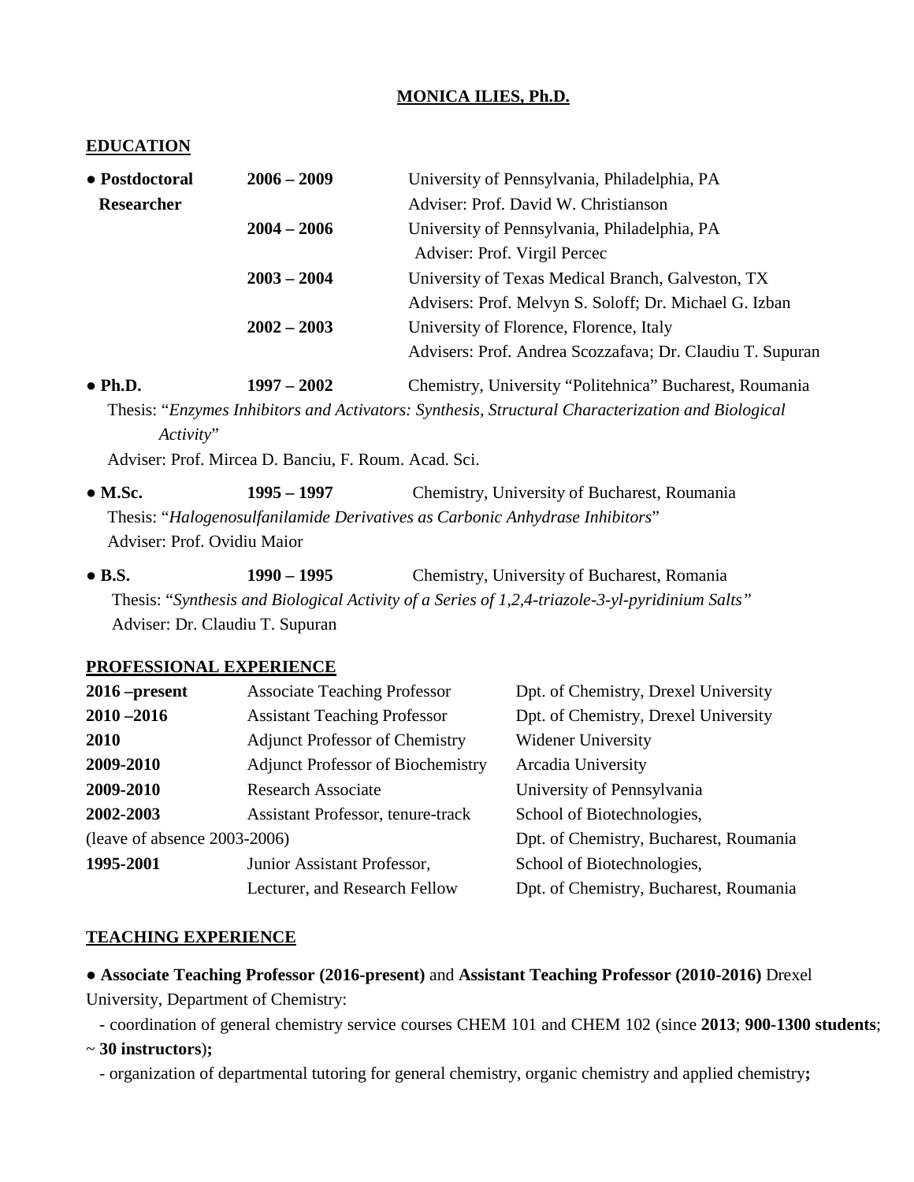# MONICA ILIES, Ph.D.

## EDUCATION

| | | |
|---|---|---|
| **● Postdoctoral Researcher** | **2006 – 2009** | University of Pennsylvania, Philadelphia, PA<br>Adviser: Prof. David W. Christianson |
| | **2004 – 2006** | University of Pennsylvania, Philadelphia, PA<br>Adviser: Prof. Virgil Percec |
| | **2003 – 2004** | University of Texas Medical Branch, Galveston, TX<br>Advisers: Prof. Melvyn S. Soloff; Dr. Michael G. Izban |
| | **2002 – 2003** | University of Florence, Florence, Italy<br>Advisers: Prof. Andrea Scozzafava; Dr. Claudiu T. Supuran |

**● Ph.D.** **1997 – 2002** Chemistry, University "Politehnica" Bucharest, Roumania

Thesis: "*Enzymes Inhibitors and Activators: Synthesis, Structural Characterization and Biological Activity*"

Adviser: Prof. Mircea D. Banciu, F. Roum. Acad. Sci.

**● M.Sc.** **1995 – 1997** Chemistry, University of Bucharest, Roumania

Thesis: "*Halogenosulfanilamide Derivatives as Carbonic Anhydrase Inhibitors*"

Adviser: Prof. Ovidiu Maior

**● B.S.** **1990 – 1995** Chemistry, University of Bucharest, Romania

Thesis: "*Synthesis and Biological Activity of a Series of 1,2,4-triazole-3-yl-pyridinium Salts"*

Adviser: Dr. Claudiu T. Supuran

## PROFESSIONAL EXPERIENCE

| | | |
|---|---|---|
| **2016 –present** | Associate Teaching Professor | Dpt. of Chemistry, Drexel University |
| **2010 –2016** | Assistant Teaching Professor | Dpt. of Chemistry, Drexel University |
| **2010** | Adjunct Professor of Chemistry | Widener University |
| **2009-2010** | Adjunct Professor of Biochemistry | Arcadia University |
| **2009-2010** | Research Associate | University of Pennsylvania |
| **2002-2003** (leave of absence 2003-2006) | Assistant Professor, tenure-track | School of Biotechnologies, Dpt. of Chemistry, Bucharest, Roumania |
| **1995-2001** | Junior Assistant Professor, Lecturer, and Research Fellow | School of Biotechnologies, Dpt. of Chemistry, Bucharest, Roumania |

## TEACHING EXPERIENCE

● **Associate Teaching Professor (2016-present)** and **Assistant Teaching Professor (2010-2016)** Drexel University, Department of Chemistry:

- coordination of general chemistry service courses CHEM 101 and CHEM 102 (since **2013**; **900-1300 students**; ~ **30 instructors**)**;**
- organization of departmental tutoring for general chemistry, organic chemistry and applied chemistry**;**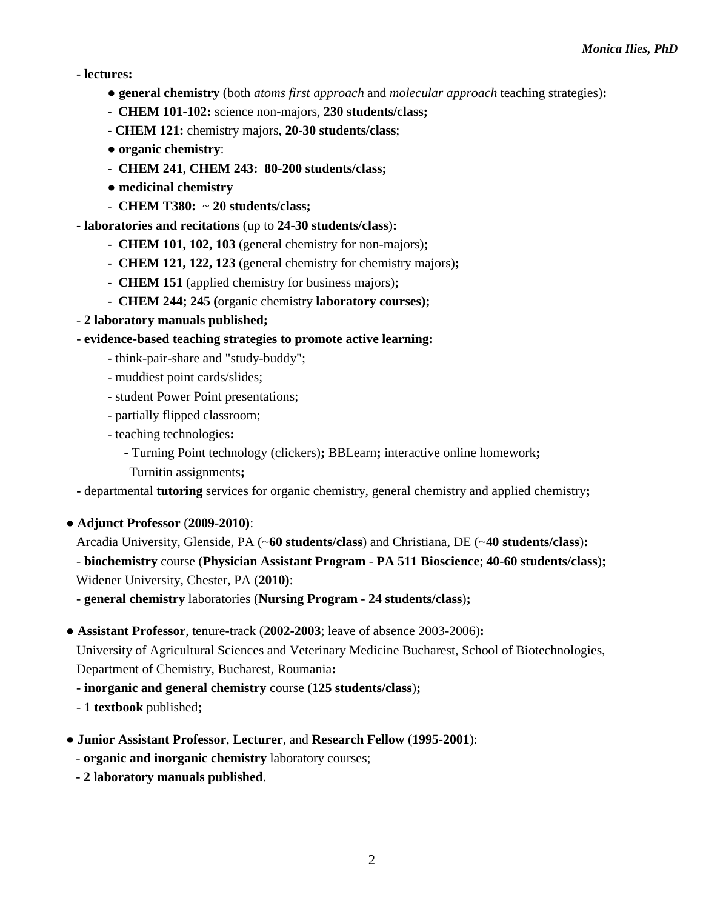- **lectures:**
    - ● **general chemistry** (both *atoms first approach* and *molecular approach* teaching strategies)**:**
    - - **CHEM 101-102:** science non-majors, **230 students/class;**
    - - **CHEM 121:** chemistry majors, **20-30 students/class**;
    - ● **organic chemistry**:
    - - **CHEM 241**, **CHEM 243: 80-200 students/class;**
    - ● **medicinal chemistry**
    - - **CHEM T380:** ~ **20 students/class;**
- **laboratories and recitations** (up to **24-30 students/class**)**:**
    - **CHEM 101, 102, 103** (general chemistry for non-majors)**;**
    - **CHEM 121, 122, 123** (general chemistry for chemistry majors)**;**
    - **CHEM 151** (applied chemistry for business majors)**;**
    - **CHEM 244; 245 (**organic chemistry **laboratory courses);**
- **2 laboratory manuals published;**
- **evidence-based teaching strategies to promote active learning:**
    - think-pair-share and "study-buddy";
    - muddiest point cards/slides;
    - student Power Point presentations;
    - partially flipped classroom;
    - teaching technologies**:**
        - Turning Point technology (clickers)**;** BBLearn**;** interactive online homework**;** Turnitin assignments**;**
- departmental **tutoring** services for organic chemistry, general chemistry and applied chemistry**;**

● **Adjunct Professor** (**2009-2010)**:
Arcadia University, Glenside, PA (~**60 students/class**) and Christiana, DE (~**40 students/class**)**:**
- **biochemistry** course (**Physician Assistant Program** - **PA 511 Bioscience**; **40-60 students/class**)**;**

Widener University, Chester, PA (**2010)**:
- **general chemistry** laboratories (**Nursing Program** - **24 students/class**)**;**

● **Assistant Professor**, tenure-track (**2002-2003**; leave of absence 2003-2006)**:**
University of Agricultural Sciences and Veterinary Medicine Bucharest, School of Biotechnologies, Department of Chemistry, Bucharest, Roumania**:**
- **inorganic and general chemistry** course (**125 students/class**)**;**
- **1 textbook** published**;**

● **Junior Assistant Professor**, **Lecturer**, and **Research Fellow** (**1995-2001**):
- **organic and inorganic chemistry** laboratory courses;
- **2 laboratory manuals published**.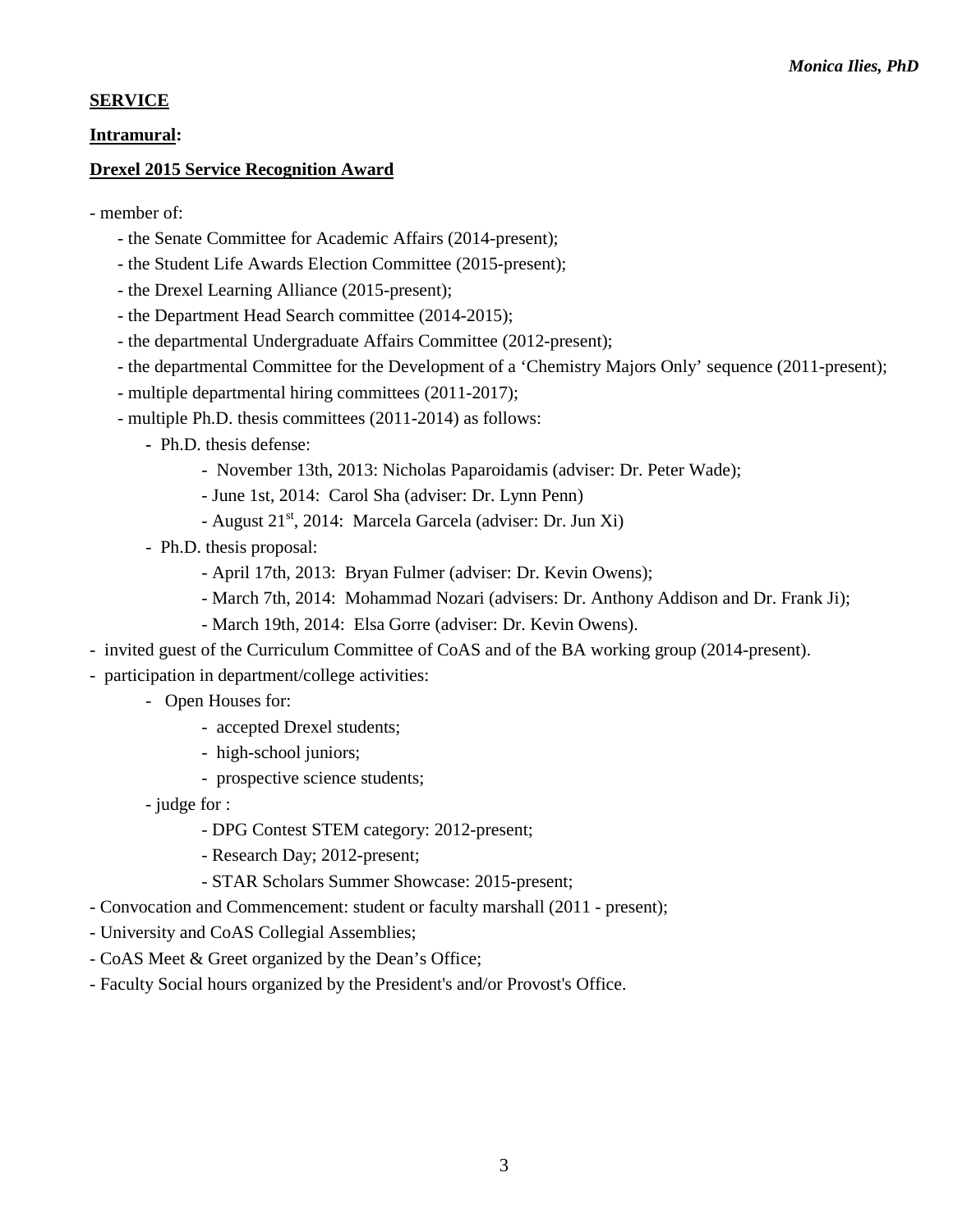**SERVICE**

**Intramural:**

**Drexel 2015 Service Recognition Award**

- member of:
  - the Senate Committee for Academic Affairs (2014-present);
  - the Student Life Awards Election Committee (2015-present);
  - the Drexel Learning Alliance (2015-present);
  - the Department Head Search committee (2014-2015);
  - the departmental Undergraduate Affairs Committee (2012-present);
  - the departmental Committee for the Development of a 'Chemistry Majors Only' sequence (2011-present);
  - multiple departmental hiring committees (2011-2017);
  - multiple Ph.D. thesis committees (2011-2014) as follows:
    - Ph.D. thesis defense:
      - November 13th, 2013: Nicholas Paparoidamis (adviser: Dr. Peter Wade);
      - June 1st, 2014: Carol Sha (adviser: Dr. Lynn Penn)
      - August 21st, 2014: Marcela Garcela (adviser: Dr. Jun Xi)
    - Ph.D. thesis proposal:
      - April 17th, 2013: Bryan Fulmer (adviser: Dr. Kevin Owens);
      - March 7th, 2014: Mohammad Nozari (advisers: Dr. Anthony Addison and Dr. Frank Ji);
      - March 19th, 2014: Elsa Gorre (adviser: Dr. Kevin Owens).
- invited guest of the Curriculum Committee of CoAS and of the BA working group (2014-present).
- participation in department/college activities:
  - Open Houses for:
    - accepted Drexel students;
    - high-school juniors;
    - prospective science students;
  - judge for :
    - DPG Contest STEM category: 2012-present;
    - Research Day; 2012-present;
    - STAR Scholars Summer Showcase: 2015-present;
- Convocation and Commencement: student or faculty marshall (2011 - present);
- University and CoAS Collegial Assemblies;
- CoAS Meet & Greet organized by the Dean's Office;
- Faculty Social hours organized by the President's and/or Provost's Office.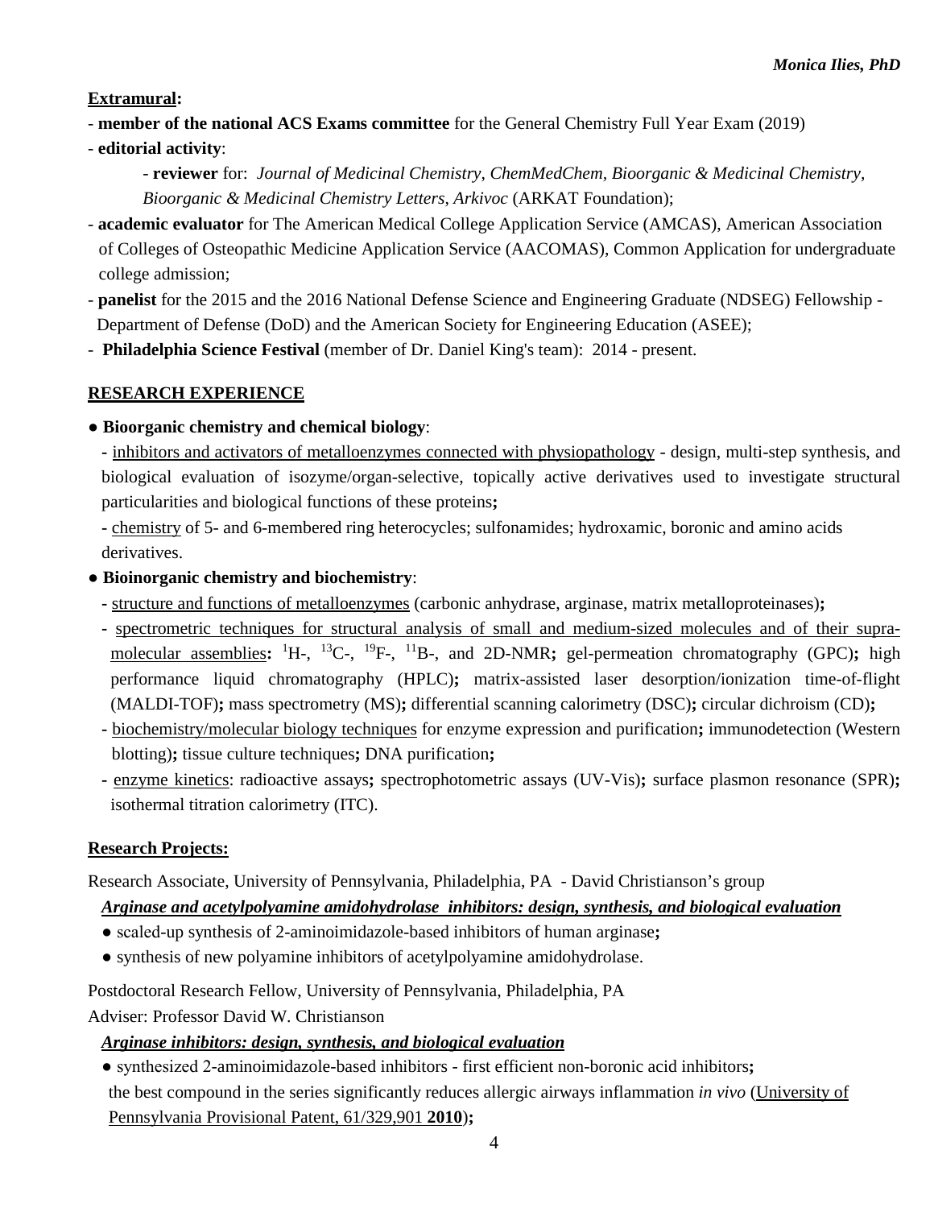**Extramural:**

- **member of the national ACS Exams committee** for the General Chemistry Full Year Exam (2019)
- **editorial activity**:
  - **reviewer** for: *Journal of Medicinal Chemistry*, *ChemMedChem*, *Bioorganic & Medicinal Chemistry*, *Bioorganic & Medicinal Chemistry Letters*, *Arkivoc* (ARKAT Foundation);
- **academic evaluator** for The American Medical College Application Service (AMCAS), American Association of Colleges of Osteopathic Medicine Application Service (AACOMAS), Common Application for undergraduate college admission;
- **panelist** for the 2015 and the 2016 National Defense Science and Engineering Graduate (NDSEG) Fellowship - Department of Defense (DoD) and the American Society for Engineering Education (ASEE);
- **Philadelphia Science Festival** (member of Dr. Daniel King's team): 2014 - present.

## RESEARCH EXPERIENCE

● **Bioorganic chemistry and chemical biology**:

- inhibitors and activators of metalloenzymes connected with physiopathology - design, multi-step synthesis, and biological evaluation of isozyme/organ-selective, topically active derivatives used to investigate structural particularities and biological functions of these proteins**;**
- chemistry of 5- and 6-membered ring heterocycles; sulfonamides; hydroxamic, boronic and amino acids derivatives.

● **Bioinorganic chemistry and biochemistry**:

- structure and functions of metalloenzymes (carbonic anhydrase, arginase, matrix metalloproteinases)**;**
- spectrometric techniques for structural analysis of small and medium-sized molecules and of their supra-molecular assemblies**:** $^{1}$H-, $^{13}$C-, $^{19}$F-, $^{11}$B-, and 2D-NMR**;** gel-permeation chromatography (GPC)**;** high performance liquid chromatography (HPLC)**;** matrix-assisted laser desorption/ionization time-of-flight (MALDI-TOF)**;** mass spectrometry (MS)**;** differential scanning calorimetry (DSC)**;** circular dichroism (CD)**;**
- biochemistry/molecular biology techniques for enzyme expression and purification**;** immunodetection (Western blotting)**;** tissue culture techniques**;** DNA purification**;**
- enzyme kinetics: radioactive assays**;** spectrophotometric assays (UV-Vis)**;** surface plasmon resonance (SPR)**;** isothermal titration calorimetry (ITC).

**Research Projects:**

Research Associate, University of Pennsylvania, Philadelphia, PA - David Christianson's group

***Arginase and acetylpolyamine amidohydrolase inhibitors: design, synthesis, and biological evaluation***

- scaled-up synthesis of 2-aminoimidazole-based inhibitors of human arginase**;**
- synthesis of new polyamine inhibitors of acetylpolyamine amidohydrolase.

Postdoctoral Research Fellow, University of Pennsylvania, Philadelphia, PA
Adviser: Professor David W. Christianson

***Arginase inhibitors: design, synthesis, and biological evaluation***

- synthesized 2-aminoimidazole-based inhibitors - first efficient non-boronic acid inhibitors**;** the best compound in the series significantly reduces allergic airways inflammation *in vivo* (University of Pennsylvania Provisional Patent, 61/329,901 **2010**)**;**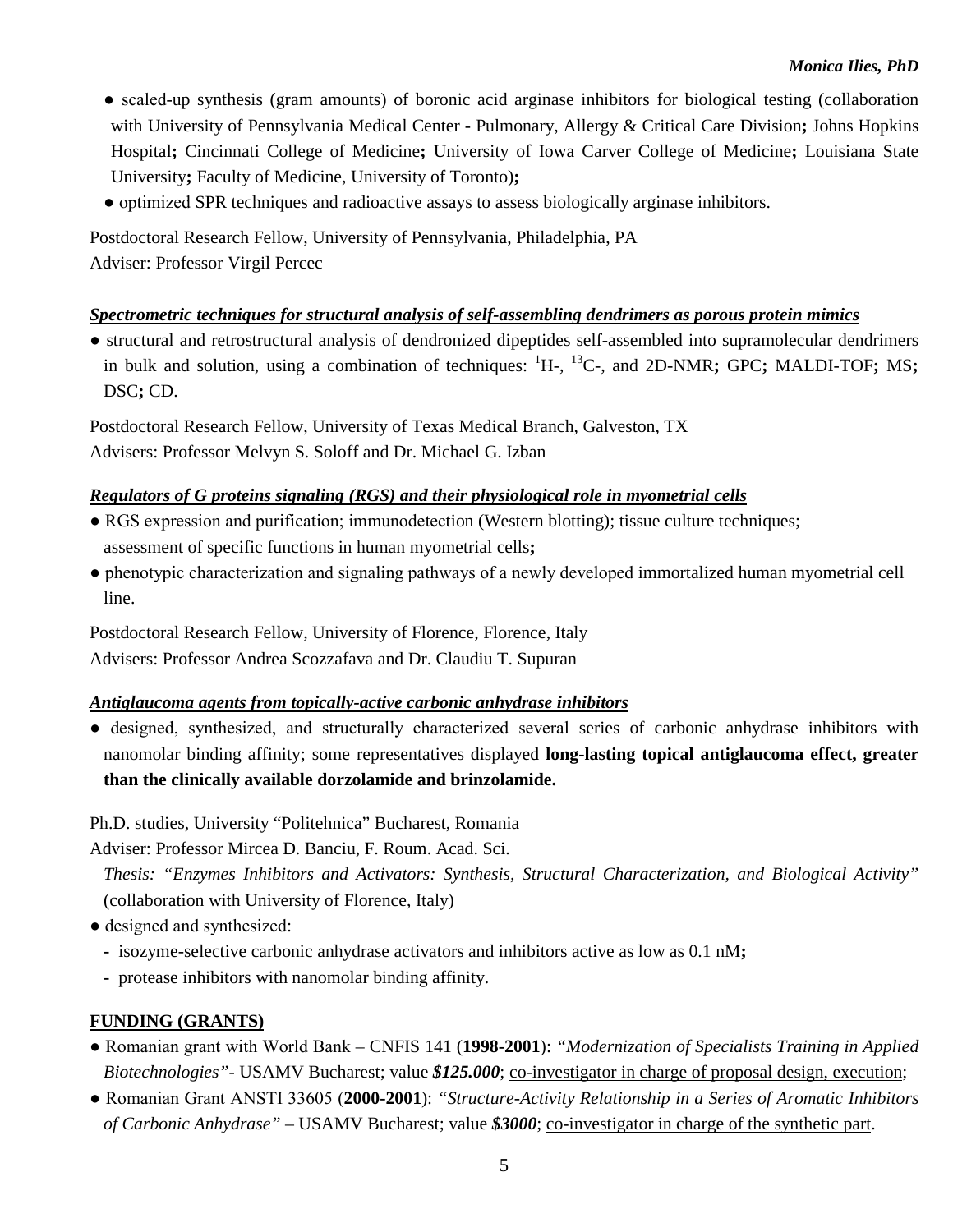- scaled-up synthesis (gram amounts) of boronic acid arginase inhibitors for biological testing (collaboration with University of Pennsylvania Medical Center - Pulmonary, Allergy & Critical Care Division**;** Johns Hopkins Hospital**;** Cincinnati College of Medicine**;** University of Iowa Carver College of Medicine**;** Louisiana State University**;** Faculty of Medicine, University of Toronto)**;**
- optimized SPR techniques and radioactive assays to assess biologically arginase inhibitors.

Postdoctoral Research Fellow, University of Pennsylvania, Philadelphia, PA
Adviser: Professor Virgil Percec

***Spectrometric techniques for structural analysis of self-assembling dendrimers as porous protein mimics***

- structural and retrostructural analysis of dendronized dipeptides self-assembled into supramolecular dendrimers in bulk and solution, using a combination of techniques: $^{1}H$-, $^{13}C$-, and 2D-NMR**;** GPC**;** MALDI-TOF**;** MS**;** DSC**;** CD.

Postdoctoral Research Fellow, University of Texas Medical Branch, Galveston, TX
Advisers: Professor Melvyn S. Soloff and Dr. Michael G. Izban

***Regulators of G proteins signaling (RGS) and their physiological role in myometrial cells***

- RGS expression and purification; immunodetection (Western blotting); tissue culture techniques; assessment of specific functions in human myometrial cells**;**
- phenotypic characterization and signaling pathways of a newly developed immortalized human myometrial cell line.

Postdoctoral Research Fellow, University of Florence, Florence, Italy
Advisers: Professor Andrea Scozzafava and Dr. Claudiu T. Supuran

***Antiglaucoma agents from topically-active carbonic anhydrase inhibitors***

- designed, synthesized, and structurally characterized several series of carbonic anhydrase inhibitors with nanomolar binding affinity; some representatives displayed **long-lasting topical antiglaucoma effect, greater than the clinically available dorzolamide and brinzolamide.**

Ph.D. studies, University "Politehnica" Bucharest, Romania
Adviser: Professor Mircea D. Banciu, F. Roum. Acad. Sci.
*Thesis: "Enzymes Inhibitors and Activators: Synthesis, Structural Characterization, and Biological Activity"* (collaboration with University of Florence, Italy)

- designed and synthesized:
  - isozyme-selective carbonic anhydrase activators and inhibitors active as low as 0.1 nM**;**
  - protease inhibitors with nanomolar binding affinity.

## FUNDING (GRANTS)

- Romanian grant with World Bank – CNFIS 141 (**1998-2001**): *"Modernization of Specialists Training in Applied Biotechnologies"*- USAMV Bucharest; value ***$125.000***; co-investigator in charge of proposal design, execution;
- Romanian Grant ANSTI 33605 (**2000-2001**): *"Structure-Activity Relationship in a Series of Aromatic Inhibitors of Carbonic Anhydrase"* – USAMV Bucharest; value ***$3000***; co-investigator in charge of the synthetic part.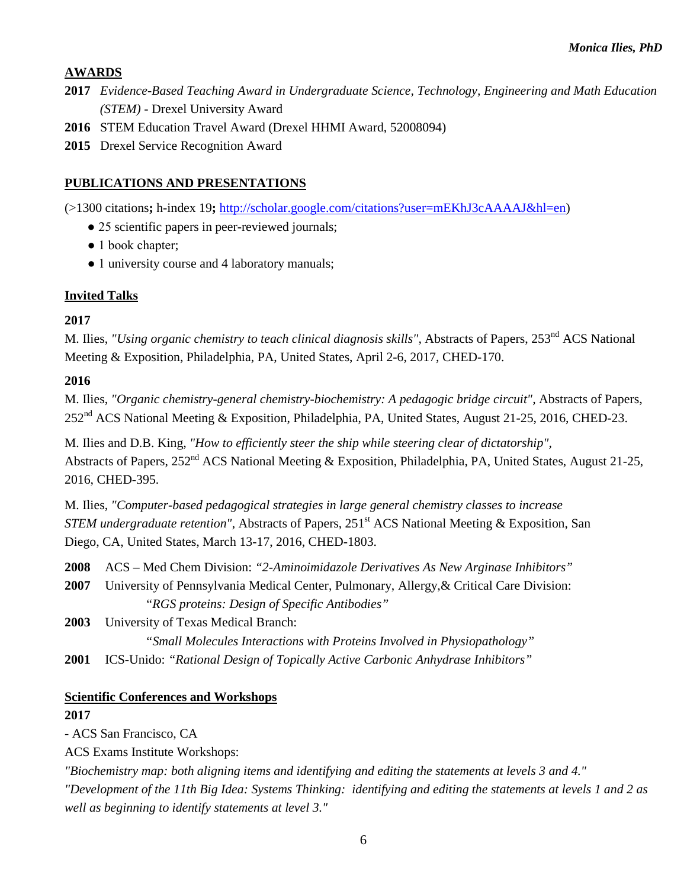## AWARDS

**2017** *Evidence-Based Teaching Award in Undergraduate Science, Technology, Engineering and Math Education (STEM)* - Drexel University Award

**2016** STEM Education Travel Award (Drexel HHMI Award, 52008094)

**2015** Drexel Service Recognition Award

## PUBLICATIONS AND PRESENTATIONS

(>1300 citations**;** h-index 19**;** [http://scholar.google.com/citations?user=mEKhJ3cAAAAJ&hl=en](http://scholar.google.com/citations?user=mEKhJ3cAAAAJ&hl=en))

- 25 scientific papers in peer-reviewed journals;
- 1 book chapter;
- 1 university course and 4 laboratory manuals;

### Invited Talks

**2017**

M. Ilies, *"Using organic chemistry to teach clinical diagnosis skills"*, Abstracts of Papers, 253rd ACS National Meeting & Exposition, Philadelphia, PA, United States, April 2-6, 2017, CHED-170.

**2016**

M. Ilies, *"Organic chemistry-general chemistry-biochemistry: A pedagogic bridge circuit"*, Abstracts of Papers, 252nd ACS National Meeting & Exposition, Philadelphia, PA, United States, August 21-25, 2016, CHED-23.

M. Ilies and D.B. King, *"How to efficiently steer the ship while steering clear of dictatorship"*, Abstracts of Papers, 252nd ACS National Meeting & Exposition, Philadelphia, PA, United States, August 21-25, 2016, CHED-395.

M. Ilies, *"Computer-based pedagogical strategies in large general chemistry classes to increase STEM undergraduate retention"*, Abstracts of Papers, 251st ACS National Meeting & Exposition, San Diego, CA, United States, March 13-17, 2016, CHED-1803.

**2008** ACS – Med Chem Division: *"2-Aminoimidazole Derivatives As New Arginase Inhibitors"*

**2007** University of Pennsylvania Medical Center, Pulmonary, Allergy,& Critical Care Division: *"RGS proteins: Design of Specific Antibodies"*

**2003** University of Texas Medical Branch: *"Small Molecules Interactions with Proteins Involved in Physiopathology"*

**2001** ICS-Unido: *"Rational Design of Topically Active Carbonic Anhydrase Inhibitors"*

### Scientific Conferences and Workshops

**2017**

- ACS San Francisco, CA

ACS Exams Institute Workshops:

*"Biochemistry map: both aligning items and identifying and editing the statements at levels 3 and 4."*

*"Development of the 11th Big Idea: Systems Thinking: identifying and editing the statements at levels 1 and 2 as well as beginning to identify statements at level 3."*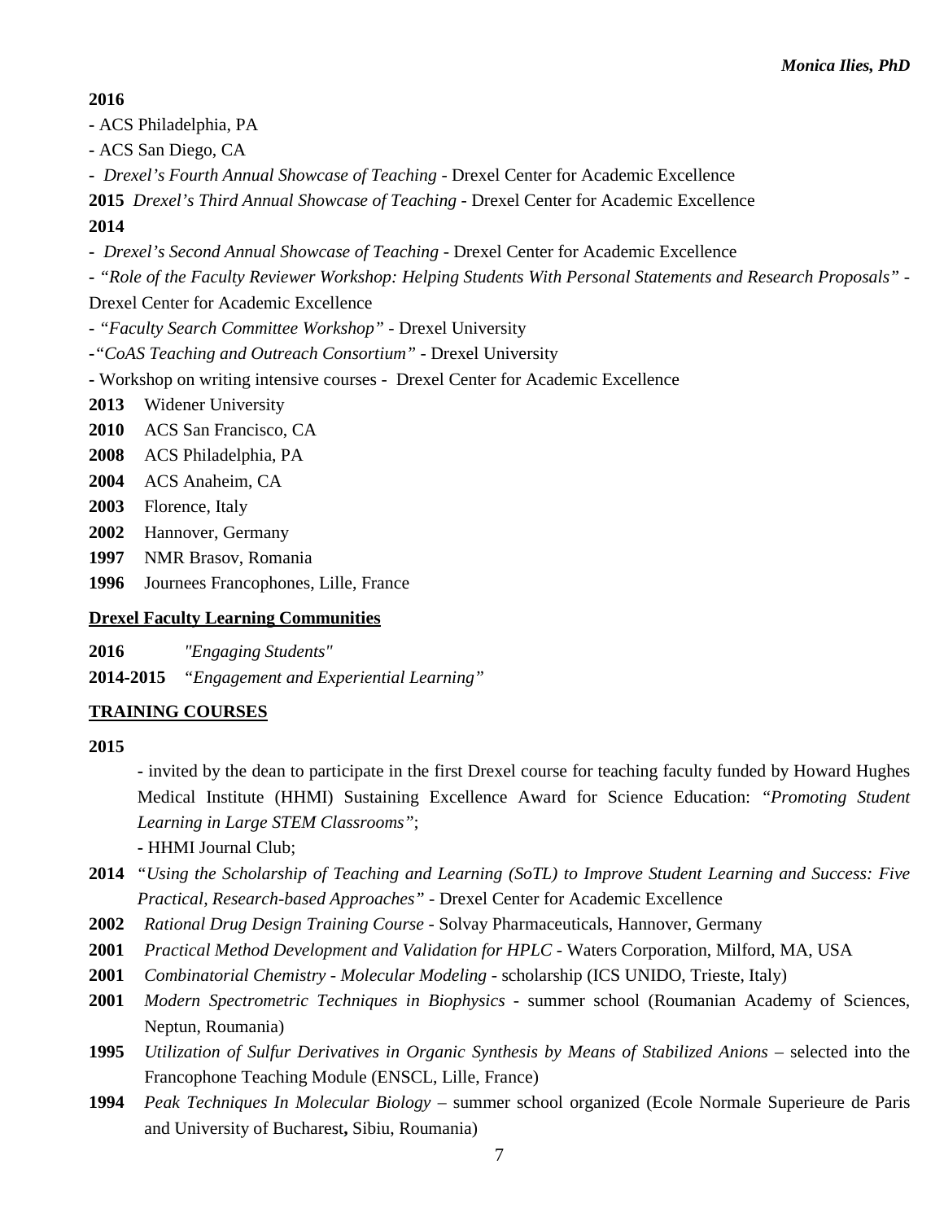**2016**

- ACS Philadelphia, PA
- ACS San Diego, CA
- *Drexel's Fourth Annual Showcase of Teaching* - Drexel Center for Academic Excellence

**2015** *Drexel's Third Annual Showcase of Teaching* - Drexel Center for Academic Excellence

**2014**

- *Drexel's Second Annual Showcase of Teaching* - Drexel Center for Academic Excellence
- *"Role of the Faculty Reviewer Workshop: Helping Students With Personal Statements and Research Proposals"* - Drexel Center for Academic Excellence
- *"Faculty Search Committee Workshop"* - Drexel University
- *"CoAS Teaching and Outreach Consortium"* - Drexel University
- Workshop on writing intensive courses - Drexel Center for Academic Excellence

**2013** Widener University

**2010** ACS San Francisco, CA

**2008** ACS Philadelphia, PA

**2004** ACS Anaheim, CA

**2003** Florence, Italy

**2002** Hannover, Germany

**1997** NMR Brasov, Romania

**1996** Journees Francophones, Lille, France

## Drexel Faculty Learning Communities

**2016** *"Engaging Students"*

**2014-2015** *"Engagement and Experiential Learning"*

## TRAINING COURSES

**2015**

- invited by the dean to participate in the first Drexel course for teaching faculty funded by Howard Hughes Medical Institute (HHMI) Sustaining Excellence Award for Science Education: *"Promoting Student Learning in Large STEM Classrooms"*;
- HHMI Journal Club;

**2014** *"Using the Scholarship of Teaching and Learning (SoTL) to Improve Student Learning and Success: Five Practical, Research-based Approaches"* - Drexel Center for Academic Excellence

**2002** *Rational Drug Design Training Course* - Solvay Pharmaceuticals, Hannover, Germany

**2001** *Practical Method Development and Validation for HPLC* - Waters Corporation, Milford, MA, USA

**2001** *Combinatorial Chemistry - Molecular Modeling* - scholarship (ICS UNIDO, Trieste, Italy)

**2001** *Modern Spectrometric Techniques in Biophysics* - summer school (Roumanian Academy of Sciences, Neptun, Roumania)

**1995** *Utilization of Sulfur Derivatives in Organic Synthesis by Means of Stabilized Anions* – selected into the Francophone Teaching Module (ENSCL, Lille, France)

**1994** *Peak Techniques In Molecular Biology* – summer school organized (Ecole Normale Superieure de Paris and University of Bucharest**,** Sibiu, Roumania)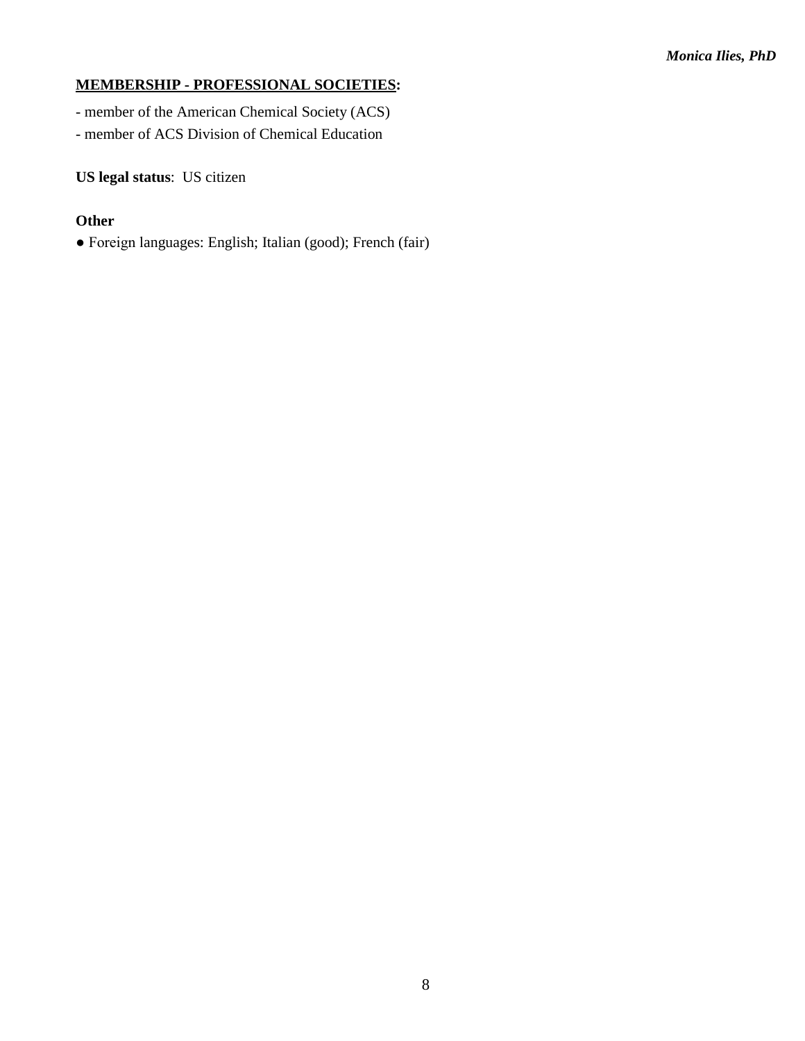**<u>MEMBERSHIP - PROFESSIONAL SOCIETIES</u>:**

- member of the American Chemical Society (ACS)
- member of ACS Division of Chemical Education

**US legal status**: US citizen

**Other**

● Foreign languages: English; Italian (good); French (fair)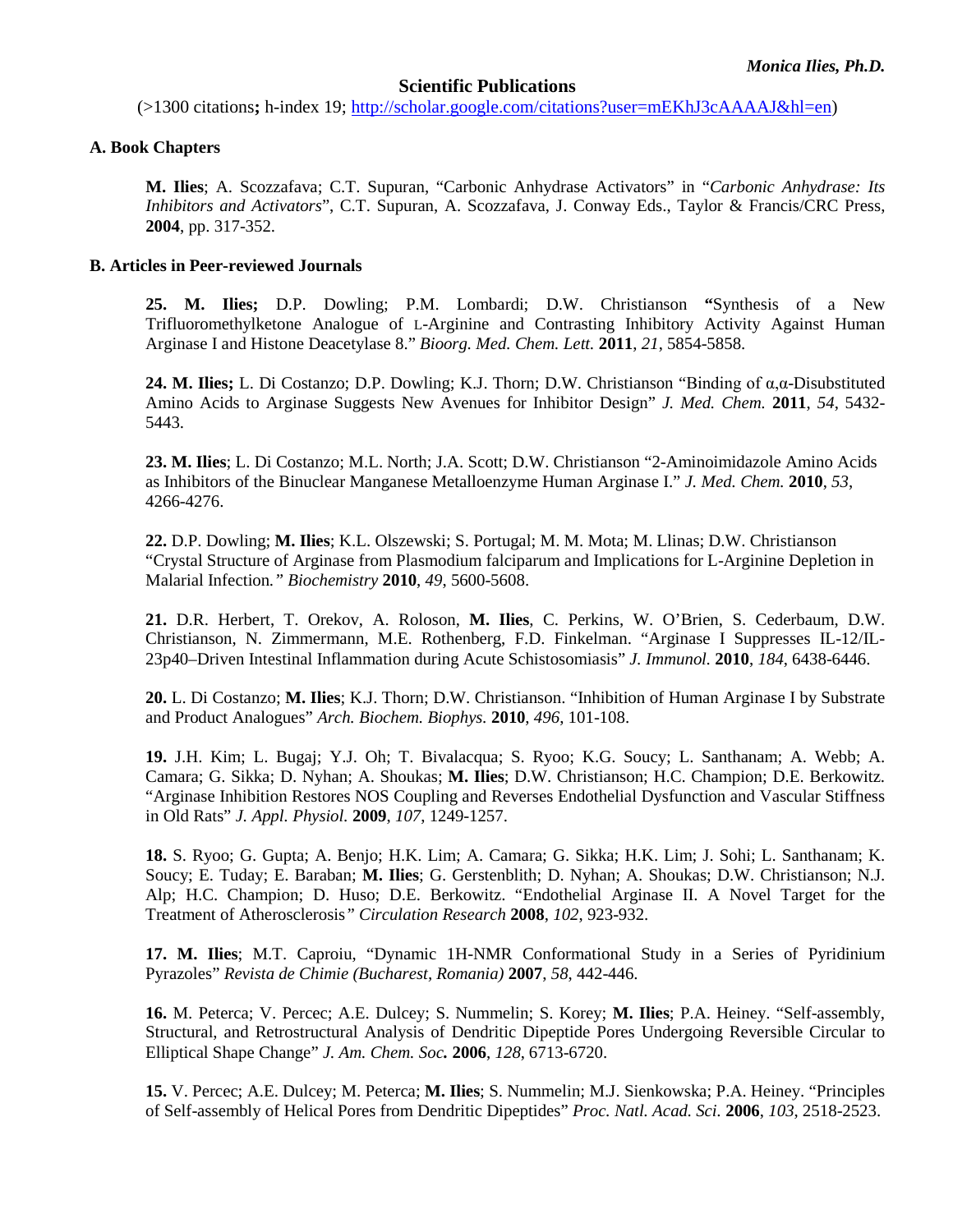# Scientific Publications

(>1300 citations**;** h-index 19; [http://scholar.google.com/citations?user=mEKhJ3cAAAAJ&hl=en](http://scholar.google.com/citations?user=mEKhJ3cAAAAJ&hl=en))

## A. Book Chapters

**M. Ilies**; A. Scozzafava; C.T. Supuran, "Carbonic Anhydrase Activators" in "*Carbonic Anhydrase: Its Inhibitors and Activators*", C.T. Supuran, A. Scozzafava, J. Conway Eds., Taylor & Francis/CRC Press, **2004**, pp. 317-352.

## B. Articles in Peer-reviewed Journals

**25. M. Ilies;** D.P. Dowling; P.M. Lombardi; D.W. Christianson **"**Synthesis of a New Trifluoromethylketone Analogue of L-Arginine and Contrasting Inhibitory Activity Against Human Arginase I and Histone Deacetylase 8." *Bioorg. Med. Chem. Lett.* **2011**, *21*, 5854-5858.

**24. M. Ilies;** L. Di Costanzo; D.P. Dowling; K.J. Thorn; D.W. Christianson "Binding of α,α-Disubstituted Amino Acids to Arginase Suggests New Avenues for Inhibitor Design" *J. Med. Chem.* **2011**, *54*, 5432-5443.

**23. M. Ilies**; L. Di Costanzo; M.L. North; J.A. Scott; D.W. Christianson "2-Aminoimidazole Amino Acids as Inhibitors of the Binuclear Manganese Metalloenzyme Human Arginase I." *J. Med. Chem.* **2010**, *53*, 4266-4276.

**22.** D.P. Dowling; **M. Ilies**; K.L. Olszewski; S. Portugal; M. M. Mota; M. Llinas; D.W. Christianson "Crystal Structure of Arginase from Plasmodium falciparum and Implications for L-Arginine Depletion in Malarial Infection*." Biochemistry* **2010**, *49*, 5600-5608.

**21.** D.R. Herbert, T. Orekov, A. Roloson, **M. Ilies**, C. Perkins, W. O'Brien, S. Cederbaum, D.W. Christianson, N. Zimmermann, M.E. Rothenberg, F.D. Finkelman. "Arginase I Suppresses IL-12/IL-23p40–Driven Intestinal Inflammation during Acute Schistosomiasis" *J. Immunol.* **2010**, *184*, 6438-6446.

**20.** L. Di Costanzo; **M. Ilies**; K.J. Thorn; D.W. Christianson. "Inhibition of Human Arginase I by Substrate and Product Analogues" *Arch. Biochem. Biophys.* **2010**, *496*, 101-108.

**19.** J.H. Kim; L. Bugaj; Y.J. Oh; T. Bivalacqua; S. Ryoo; K.G. Soucy; L. Santhanam; A. Webb; A. Camara; G. Sikka; D. Nyhan; A. Shoukas; **M. Ilies**; D.W. Christianson; H.C. Champion; D.E. Berkowitz. "Arginase Inhibition Restores NOS Coupling and Reverses Endothelial Dysfunction and Vascular Stiffness in Old Rats" *J. Appl. Physiol.* **2009**, *107*, 1249-1257.

**18.** S. Ryoo; G. Gupta; A. Benjo; H.K. Lim; A. Camara; G. Sikka; H.K. Lim; J. Sohi; L. Santhanam; K. Soucy; E. Tuday; E. Baraban; **M. Ilies**; G. Gerstenblith; D. Nyhan; A. Shoukas; D.W. Christianson; N.J. Alp; H.C. Champion; D. Huso; D.E. Berkowitz. "Endothelial Arginase II. A Novel Target for the Treatment of Atherosclerosis*" Circulation Research* **2008**, *102*, 923-932.

**17. M. Ilies**; M.T. Caproiu, "Dynamic 1H-NMR Conformational Study in a Series of Pyridinium Pyrazoles" *Revista de Chimie (Bucharest, Romania)* **2007**, *58*, 442-446.

**16.** M. Peterca; V. Percec; A.E. Dulcey; S. Nummelin; S. Korey; **M. Ilies**; P.A. Heiney. "Self-assembly, Structural, and Retrostructural Analysis of Dendritic Dipeptide Pores Undergoing Reversible Circular to Elliptical Shape Change" *J. Am. Chem. Soc***.** **2006**, *128*, 6713-6720.

**15.** V. Percec; A.E. Dulcey; M. Peterca; **M. Ilies**; S. Nummelin; M.J. Sienkowska; P.A. Heiney. "Principles of Self-assembly of Helical Pores from Dendritic Dipeptides" *Proc. Natl. Acad. Sci.* **2006**, *103*, 2518-2523.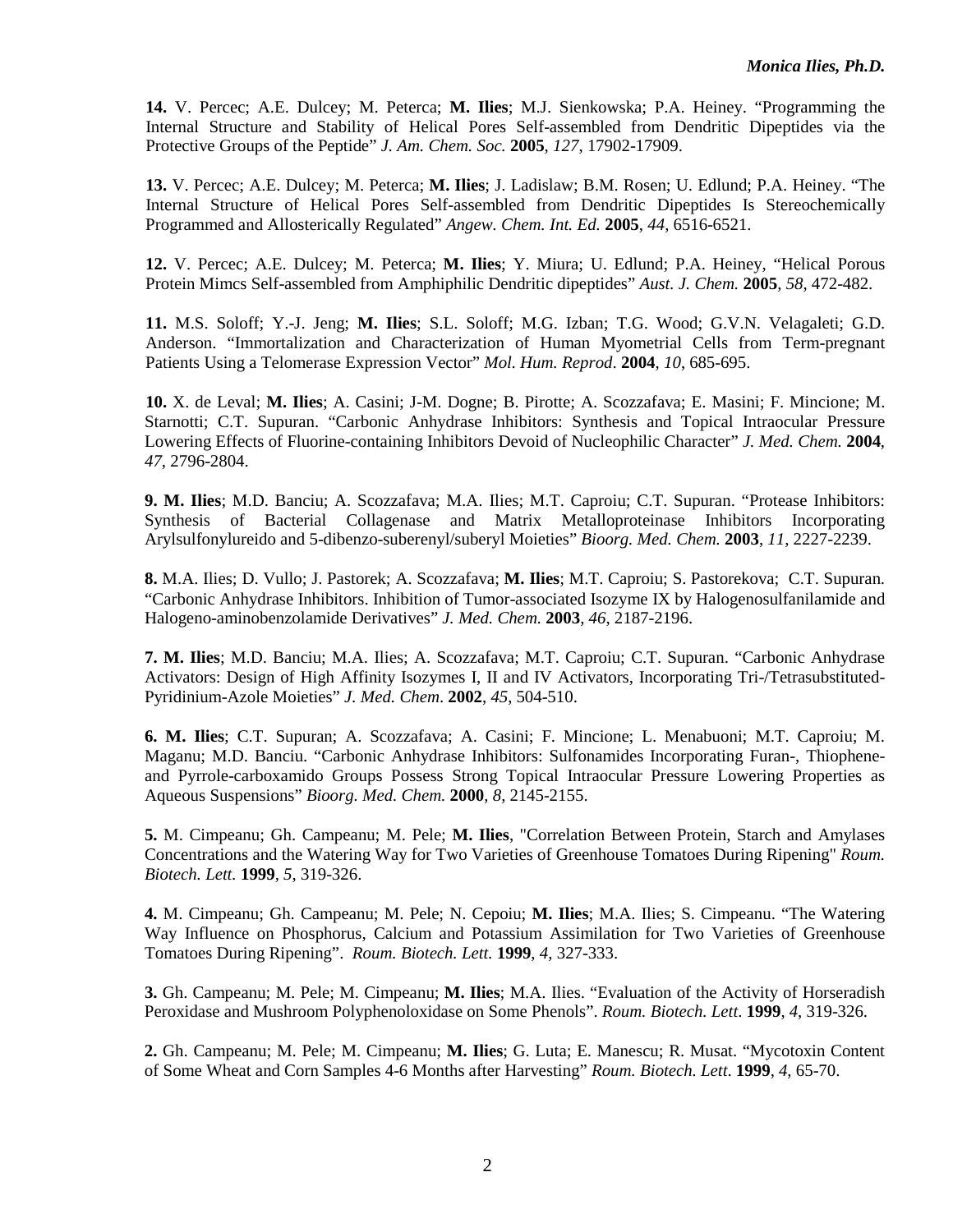**14.** V. Percec; A.E. Dulcey; M. Peterca; **M. Ilies**; M.J. Sienkowska; P.A. Heiney. "Programming the Internal Structure and Stability of Helical Pores Self-assembled from Dendritic Dipeptides via the Protective Groups of the Peptide" *J. Am. Chem. Soc.* **2005**, *127*, 17902-17909.

**13.** V. Percec; A.E. Dulcey; M. Peterca; **M. Ilies**; J. Ladislaw; B.M. Rosen; U. Edlund; P.A. Heiney. "The Internal Structure of Helical Pores Self-assembled from Dendritic Dipeptides Is Stereochemically Programmed and Allosterically Regulated" *Angew. Chem. Int. Ed.* **2005**, *44*, 6516-6521.

**12.** V. Percec; A.E. Dulcey; M. Peterca; **M. Ilies**; Y. Miura; U. Edlund; P.A. Heiney, "Helical Porous Protein Mimcs Self-assembled from Amphiphilic Dendritic dipeptides" *Aust. J. Chem.* **2005**, *58*, 472-482.

**11.** M.S. Soloff; Y.-J. Jeng; **M. Ilies**; S.L. Soloff; M.G. Izban; T.G. Wood; G.V.N. Velagaleti; G.D. Anderson. "Immortalization and Characterization of Human Myometrial Cells from Term-pregnant Patients Using a Telomerase Expression Vector" *Mol. Hum. Reprod*. **2004**, *10*, 685-695.

**10.** X. de Leval; **M. Ilies**; A. Casini; J-M. Dogne; B. Pirotte; A. Scozzafava; E. Masini; F. Mincione; M. Starnotti; C.T. Supuran. "Carbonic Anhydrase Inhibitors: Synthesis and Topical Intraocular Pressure Lowering Effects of Fluorine-containing Inhibitors Devoid of Nucleophilic Character" *J. Med. Chem.* **2004**, *47*, 2796-2804.

**9. M. Ilies**; M.D. Banciu; A. Scozzafava; M.A. Ilies; M.T. Caproiu; C.T. Supuran. "Protease Inhibitors: Synthesis of Bacterial Collagenase and Matrix Metalloproteinase Inhibitors Incorporating Arylsulfonylureido and 5-dibenzo-suberenyl/suberyl Moieties" *Bioorg. Med. Chem.* **2003**, *11*, 2227-2239.

**8.** M.A. Ilies; D. Vullo; J. Pastorek; A. Scozzafava; **M. Ilies**; M.T. Caproiu; S. Pastorekova; C.T. Supuran. "Carbonic Anhydrase Inhibitors. Inhibition of Tumor-associated Isozyme IX by Halogenosulfanilamide and Halogeno-aminobenzolamide Derivatives" *J. Med. Chem.* **2003**, *46*, 2187-2196.

**7. M. Ilies**; M.D. Banciu; M.A. Ilies; A. Scozzafava; M.T. Caproiu; C.T. Supuran. "Carbonic Anhydrase Activators: Design of High Affinity Isozymes I, II and IV Activators, Incorporating Tri-/Tetrasubstituted-Pyridinium-Azole Moieties" *J. Med. Chem*. **2002**, *45*, 504-510.

**6. M. Ilies**; C.T. Supuran; A. Scozzafava; A. Casini; F. Mincione; L. Menabuoni; M.T. Caproiu; M. Maganu; M.D. Banciu. "Carbonic Anhydrase Inhibitors: Sulfonamides Incorporating Furan-, Thiophene- and Pyrrole-carboxamido Groups Possess Strong Topical Intraocular Pressure Lowering Properties as Aqueous Suspensions" *Bioorg. Med. Chem.* **2000**, *8*, 2145-2155.

**5.** M. Cimpeanu; Gh. Campeanu; M. Pele; **M. Ilies**, "Correlation Between Protein, Starch and Amylases Concentrations and the Watering Way for Two Varieties of Greenhouse Tomatoes During Ripening" *Roum. Biotech. Lett.* **1999**, *5*, 319-326.

**4.** M. Cimpeanu; Gh. Campeanu; M. Pele; N. Cepoiu; **M. Ilies**; M.A. Ilies; S. Cimpeanu. "The Watering Way Influence on Phosphorus, Calcium and Potassium Assimilation for Two Varieties of Greenhouse Tomatoes During Ripening". *Roum. Biotech. Lett*. **1999**, *4*, 327-333.

**3.** Gh. Campeanu; M. Pele; M. Cimpeanu; **M. Ilies**; M.A. Ilies. "Evaluation of the Activity of Horseradish Peroxidase and Mushroom Polyphenoloxidase on Some Phenols". *Roum. Biotech. Lett*. **1999**, *4*, 319-326.

**2.** Gh. Campeanu; M. Pele; M. Cimpeanu; **M. Ilies**; G. Luta; E. Manescu; R. Musat. "Mycotoxin Content of Some Wheat and Corn Samples 4-6 Months after Harvesting" *Roum. Biotech. Lett*. **1999**, *4*, 65-70.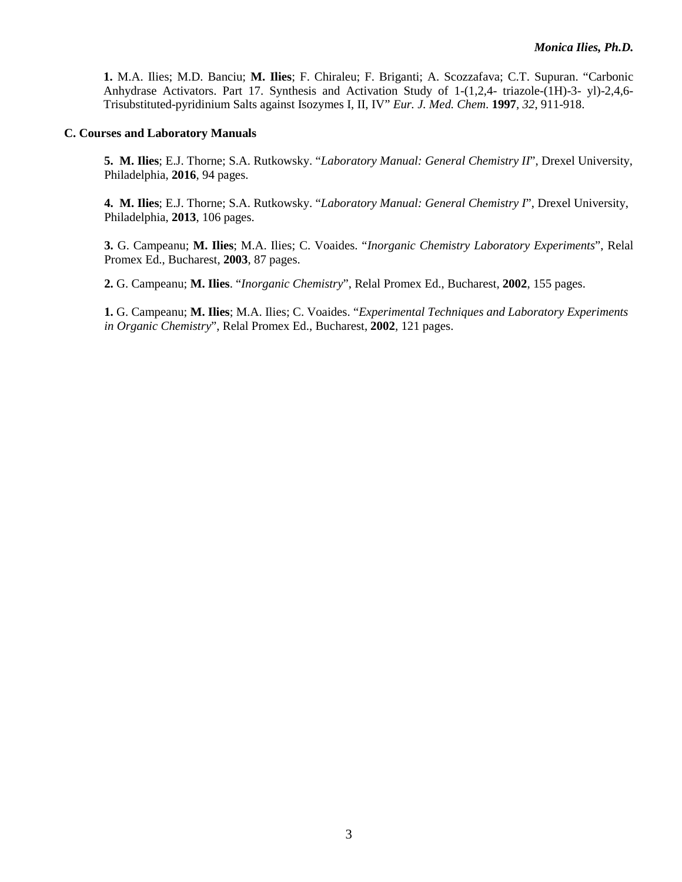**1.** M.A. Ilies; M.D. Banciu; **M. Ilies**; F. Chiraleu; F. Briganti; A. Scozzafava; C.T. Supuran. "Carbonic Anhydrase Activators. Part 17. Synthesis and Activation Study of 1-(1,2,4- triazole-(1H)-3- yl)-2,4,6-Trisubstituted-pyridinium Salts against Isozymes I, II, IV" *Eur. J. Med. Chem*. **1997**, *32*, 911-918.

### C. Courses and Laboratory Manuals

**5. M. Ilies**; E.J. Thorne; S.A. Rutkowsky. "*Laboratory Manual: General Chemistry II*", Drexel University, Philadelphia, **2016**, 94 pages.

**4. M. Ilies**; E.J. Thorne; S.A. Rutkowsky. "*Laboratory Manual: General Chemistry I*", Drexel University, Philadelphia, **2013**, 106 pages.

**3.** G. Campeanu; **M. Ilies**; M.A. Ilies; C. Voaides. "*Inorganic Chemistry Laboratory Experiments*", Relal Promex Ed., Bucharest, **2003**, 87 pages.

**2.** G. Campeanu; **M. Ilies**. "*Inorganic Chemistry*", Relal Promex Ed., Bucharest, **2002**, 155 pages.

**1.** G. Campeanu; **M. Ilies**; M.A. Ilies; C. Voaides. "*Experimental Techniques and Laboratory Experiments in Organic Chemistry*", Relal Promex Ed., Bucharest, **2002**, 121 pages.